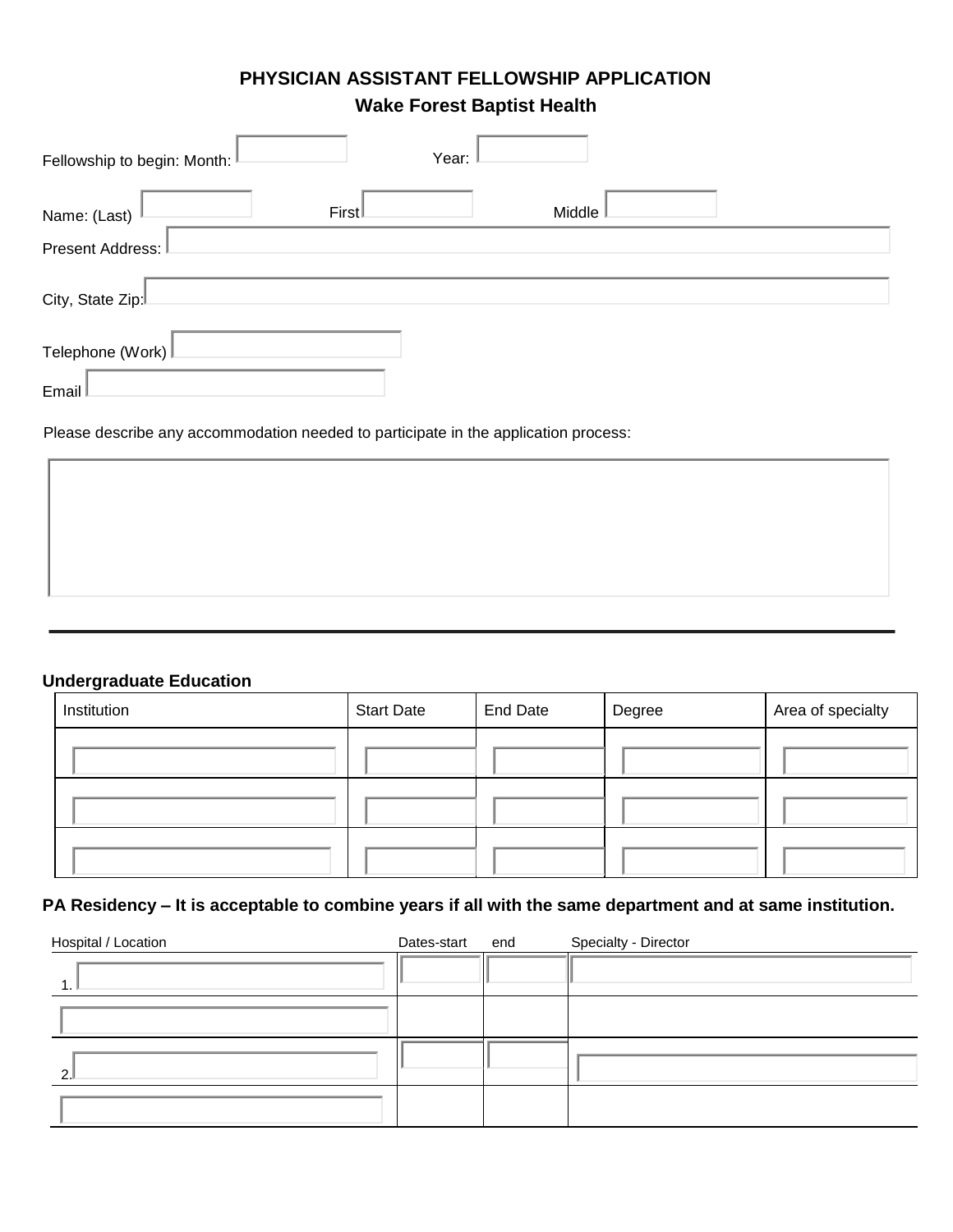# PHYSICIAN ASSISTANT FELLOWSHIP APPLICATION

## Wake Forest Baptist Health

Fellowship to begin: Month: ______ Year: ______

Name: (Last) ______ First ______ Middle ______

Present Address: ______

City, State Zip: ______

Telephone (Work) ______

Email ______

Please describe any accommodation needed to participate in the application process:

______

---

**Undergraduate Education**

| Institution | Start Date | End Date | Degree | Area of specialty |
|---|---|---|---|---|
| | | | | |
| | | | | |
| | | | | |

**PA Residency – It is acceptable to combine years if all with the same department and at same institution.**

| Hospital / Location | Dates-start | end | Specialty - Director |
|---|---|---|---|
| 1. | | | |
| | | | |
| 2. | | | |
| | | | |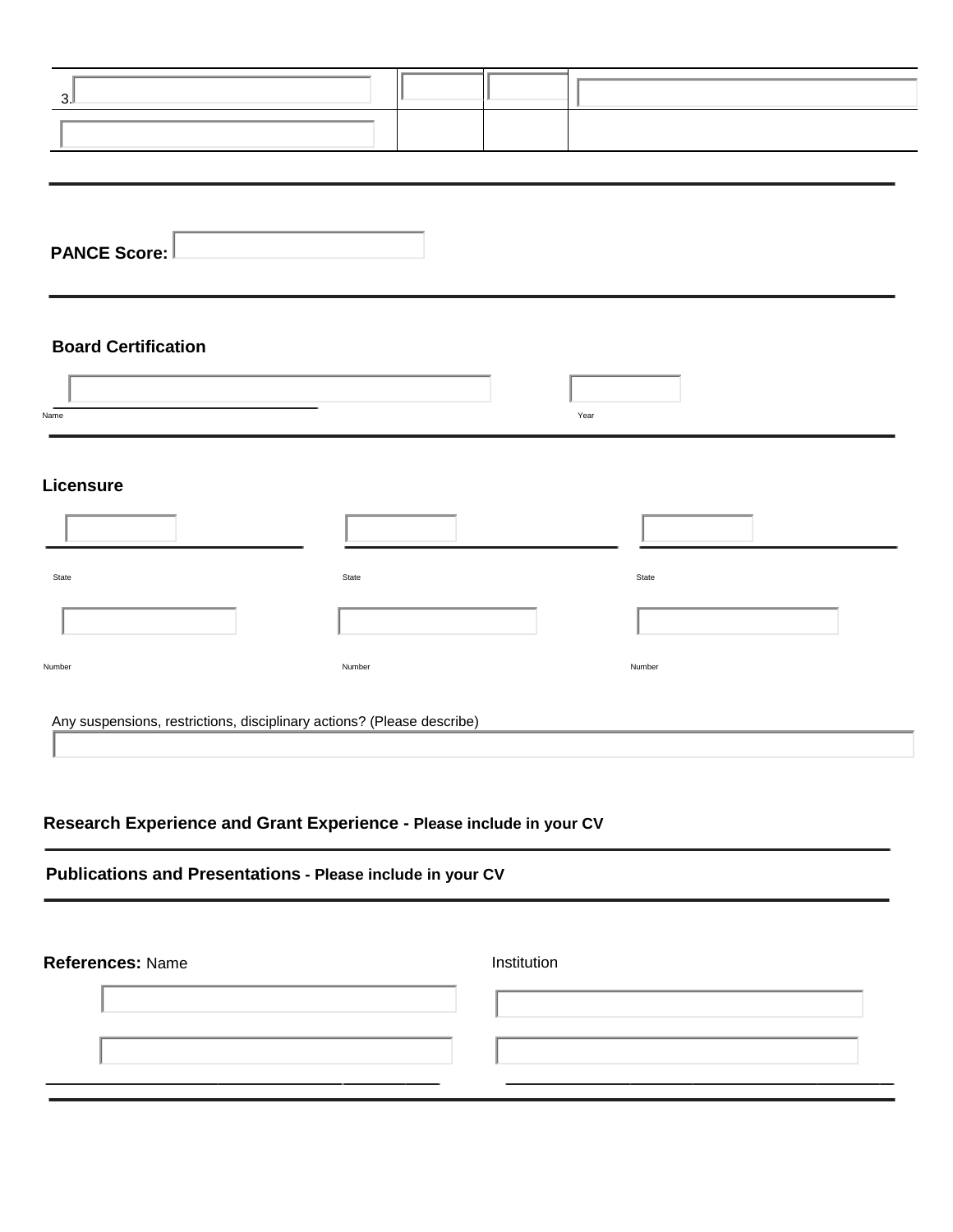| 3. | | | |
| --- | --- | --- | --- |
| | | | |

**PANCE Score:**

**Board Certification**

Name

Year

**Licensure**

State

State

State

Number

Number

Number

Any suspensions, restrictions, disciplinary actions? (Please describe)

**Research Experience and Grant Experience - Please include in your CV**

**Publications and Presentations - Please include in your CV**

| **References:** Name | Institution |
| --- | --- |
| | |
| | |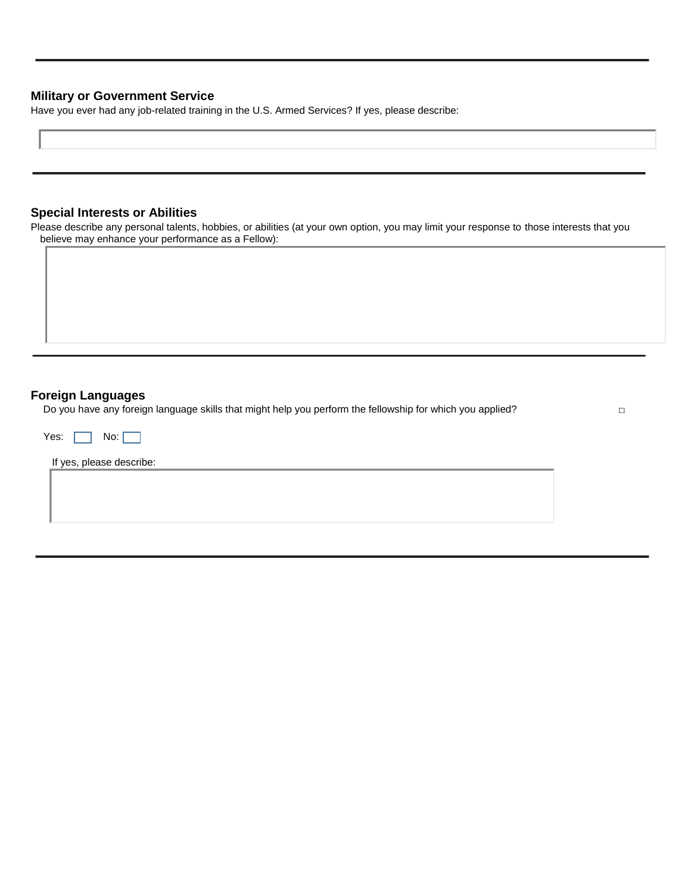---

## Military or Government Service

Have you ever had any job-related training in the U.S. Armed Services? If yes, please describe:

---

## Special Interests or Abilities

Please describe any personal talents, hobbies, or abilities (at your own option, you may limit your response to those interests that you believe may enhance your performance as a Fellow):

---

## Foreign Languages

Do you have any foreign language skills that might help you perform the fellowship for which you applied?

Yes: ☐ No: ☐

If yes, please describe:

---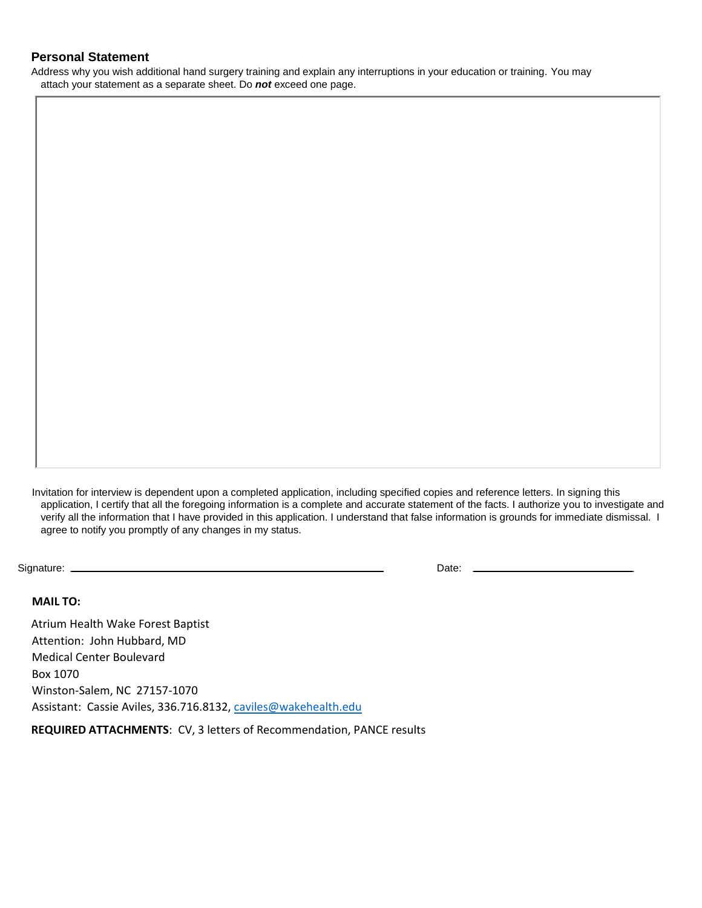### Personal Statement

Address why you wish additional hand surgery training and explain any interruptions in your education or training. You may attach your statement as a separate sheet. Do ***not*** exceed one page.

Invitation for interview is dependent upon a completed application, including specified copies and reference letters. In signing this application, I certify that all the foregoing information is a complete and accurate statement of the facts. I authorize you to investigate and verify all the information that I have provided in this application. I understand that false information is grounds for immediate dismissal. I agree to notify you promptly of any changes in my status.

Signature: ______________________________ Date: ____________________

**MAIL TO:**

Atrium Health Wake Forest Baptist
Attention: John Hubbard, MD
Medical Center Boulevard
Box 1070
Winston-Salem, NC 27157-1070
Assistant: Cassie Aviles, 336.716.8132, caviles@wakehealth.edu

**REQUIRED ATTACHMENTS**: CV, 3 letters of Recommendation, PANCE results